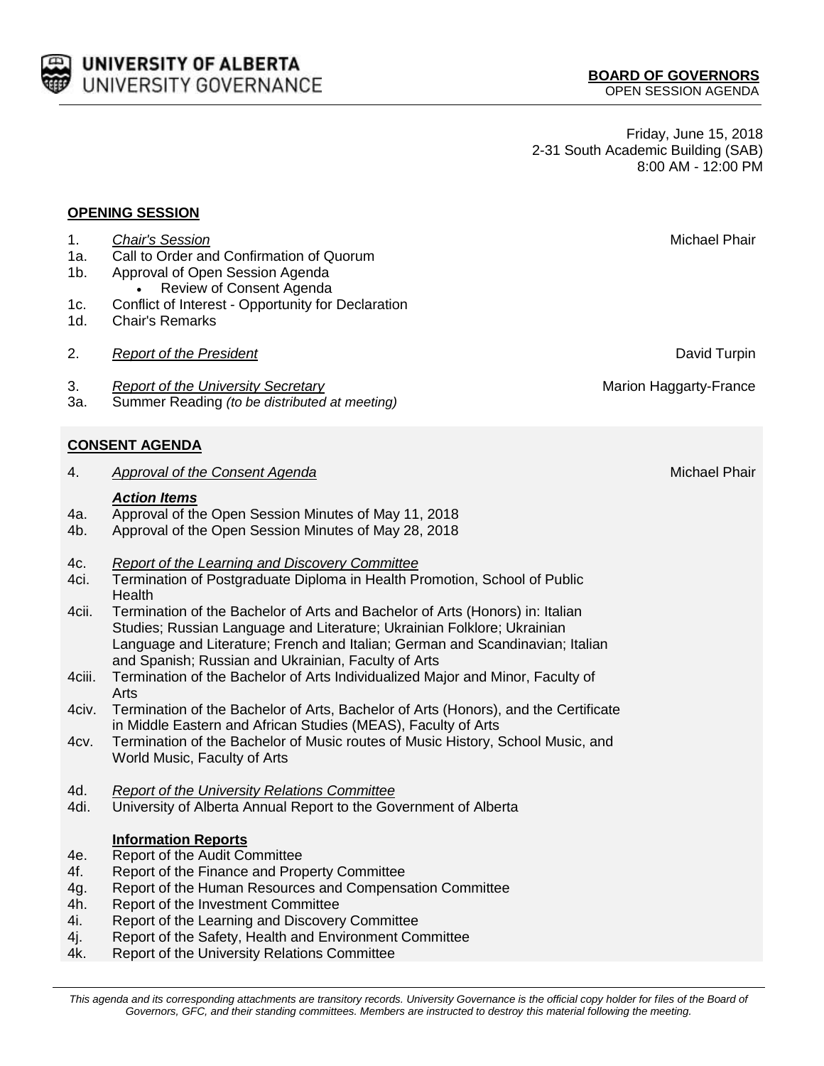UNIVERSITY OF ALBERTA
UNIVERSITY GOVERNANCE

**BOARD OF GOVERNORS**
OPEN SESSION AGENDA

Friday, June 15, 2018
2-31 South Academic Building (SAB)
8:00 AM - 12:00 PM

## OPENING SESSION

1. *Chair's Session* — Michael Phair
1a. Call to Order and Confirmation of Quorum
1b. Approval of Open Session Agenda
   - Review of Consent Agenda
1c. Conflict of Interest - Opportunity for Declaration
1d. Chair's Remarks

2. *Report of the President* — David Turpin

3. *Report of the University Secretary* — Marion Haggarty-France
3a. Summer Reading *(to be distributed at meeting)*

## CONSENT AGENDA

4. *Approval of the Consent Agenda* — Michael Phair

***Action Items***

4a. Approval of the Open Session Minutes of May 11, 2018
4b. Approval of the Open Session Minutes of May 28, 2018

4c. *Report of the Learning and Discovery Committee*
4ci. Termination of Postgraduate Diploma in Health Promotion, School of Public Health
4cii. Termination of the Bachelor of Arts and Bachelor of Arts (Honors) in: Italian Studies; Russian Language and Literature; Ukrainian Folklore; Ukrainian Language and Literature; French and Italian; German and Scandinavian; Italian and Spanish; Russian and Ukrainian, Faculty of Arts
4ciii. Termination of the Bachelor of Arts Individualized Major and Minor, Faculty of Arts
4civ. Termination of the Bachelor of Arts, Bachelor of Arts (Honors), and the Certificate in Middle Eastern and African Studies (MEAS), Faculty of Arts
4cv. Termination of the Bachelor of Music routes of Music History, School Music, and World Music, Faculty of Arts

4d. *Report of the University Relations Committee*
4di. University of Alberta Annual Report to the Government of Alberta

**Information Reports**

4e. Report of the Audit Committee
4f. Report of the Finance and Property Committee
4g. Report of the Human Resources and Compensation Committee
4h. Report of the Investment Committee
4i. Report of the Learning and Discovery Committee
4j. Report of the Safety, Health and Environment Committee
4k. Report of the University Relations Committee

*This agenda and its corresponding attachments are transitory records. University Governance is the official copy holder for files of the Board of Governors, GFC, and their standing committees. Members are instructed to destroy this material following the meeting.*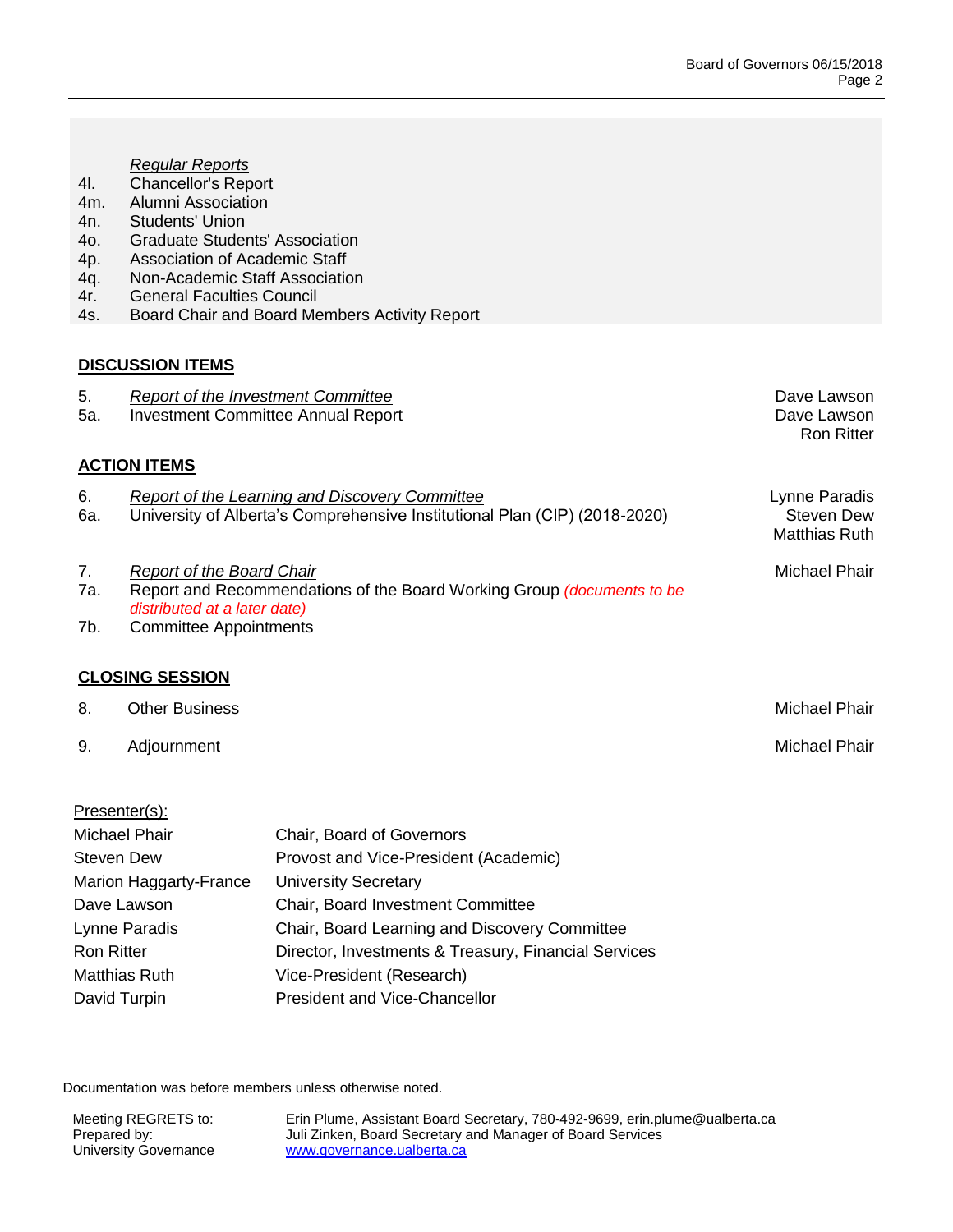*Regular Reports*

4l. Chancellor's Report
4m. Alumni Association
4n. Students' Union
4o. Graduate Students' Association
4p. Association of Academic Staff
4q. Non-Academic Staff Association
4r. General Faculties Council
4s. Board Chair and Board Members Activity Report

**DISCUSSION ITEMS**

| | | |
|---|---|---|
| 5. | *Report of the Investment Committee* | Dave Lawson |
| 5a. | Investment Committee Annual Report | Dave Lawson<br>Ron Ritter |

**ACTION ITEMS**

| | | |
|---|---|---|
| 6. | *Report of the Learning and Discovery Committee* | Lynne Paradis |
| 6a. | University of Alberta's Comprehensive Institutional Plan (CIP) (2018-2020) | Steven Dew<br>Matthias Ruth |
| 7. | *Report of the Board Chair* | Michael Phair |
| 7a. | Report and Recommendations of the Board Working Group *(documents to be distributed at a later date)* | |
| 7b. | Committee Appointments | |

**CLOSING SESSION**

| | | |
|---|---|---|
| 8. | Other Business | Michael Phair |
| 9. | Adjournment | Michael Phair |

Presenter(s):

| | |
|---|---|
| Michael Phair | Chair, Board of Governors |
| Steven Dew | Provost and Vice-President (Academic) |
| Marion Haggarty-France | University Secretary |
| Dave Lawson | Chair, Board Investment Committee |
| Lynne Paradis | Chair, Board Learning and Discovery Committee |
| Ron Ritter | Director, Investments & Treasury, Financial Services |
| Matthias Ruth | Vice-President (Research) |
| David Turpin | President and Vice-Chancellor |

Documentation was before members unless otherwise noted.

| | |
|---|---|
| Meeting REGRETS to: | Erin Plume, Assistant Board Secretary, 780-492-9699, erin.plume@ualberta.ca |
| Prepared by: | Juli Zinken, Board Secretary and Manager of Board Services |
| University Governance | www.governance.ualberta.ca |